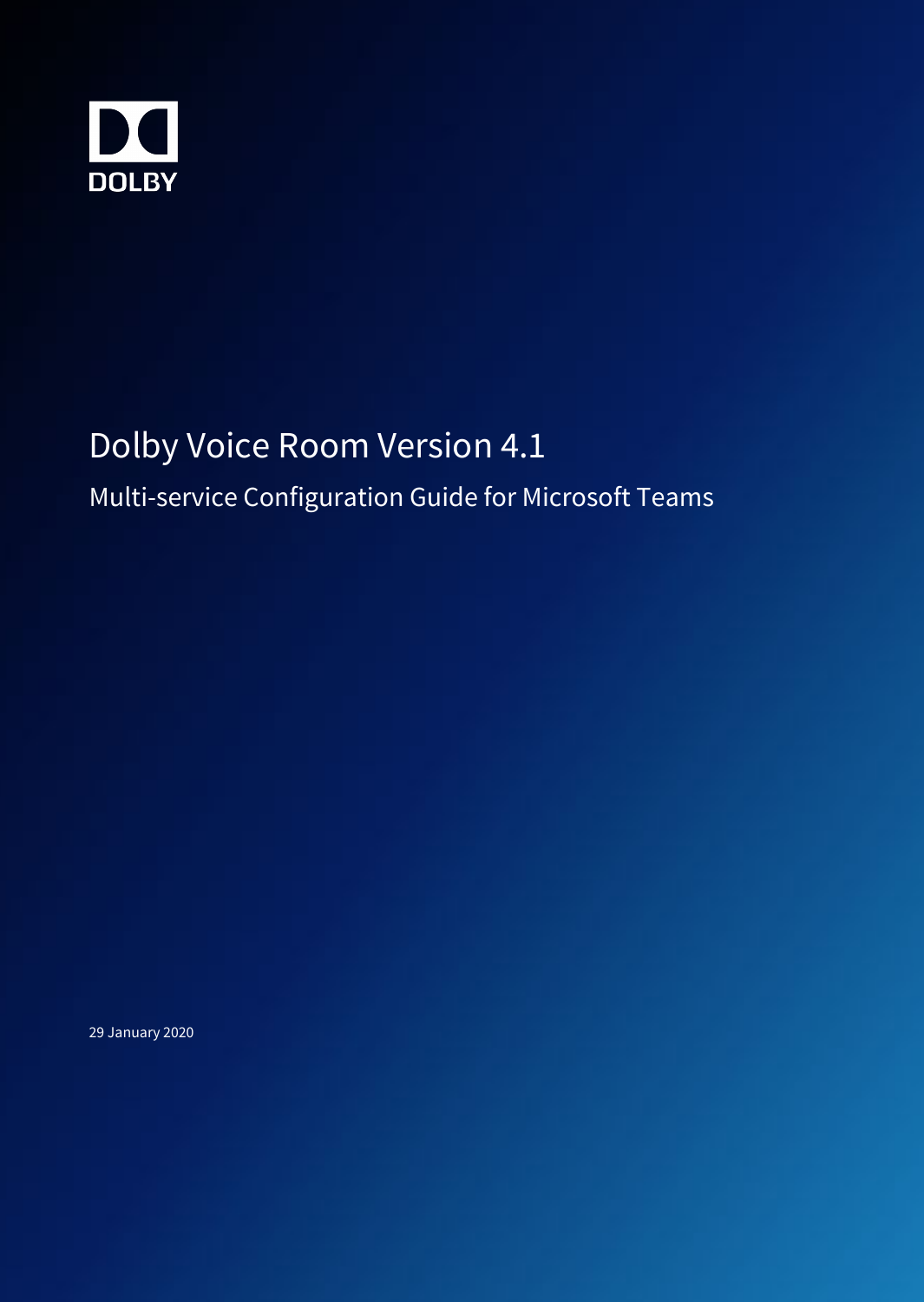DOLBY

# Dolby Voice Room Version 4.1

## Multi-service Configuration Guide for Microsoft Teams

29 January 2020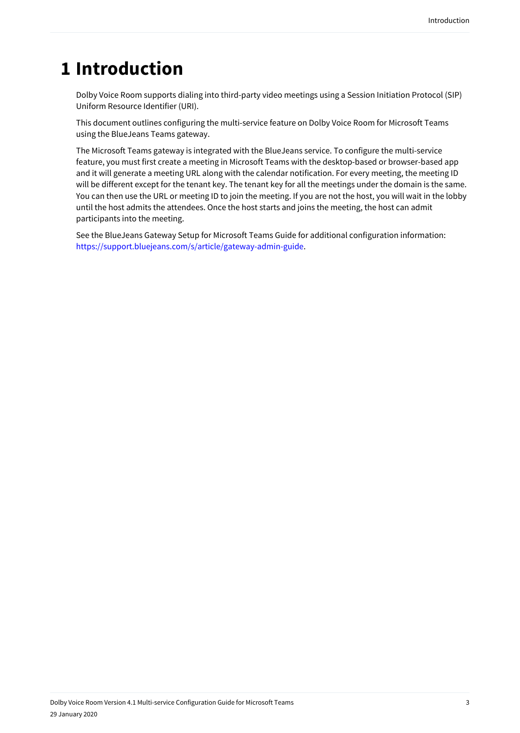# 1 Introduction

Dolby Voice Room supports dialing into third-party video meetings using a Session Initiation Protocol (SIP) Uniform Resource Identifier (URI).

This document outlines configuring the multi-service feature on Dolby Voice Room for Microsoft Teams using the BlueJeans Teams gateway.

The Microsoft Teams gateway is integrated with the BlueJeans service. To configure the multi-service feature, you must first create a meeting in Microsoft Teams with the desktop-based or browser-based app and it will generate a meeting URL along with the calendar notification. For every meeting, the meeting ID will be different except for the tenant key. The tenant key for all the meetings under the domain is the same. You can then use the URL or meeting ID to join the meeting. If you are not the host, you will wait in the lobby until the host admits the attendees. Once the host starts and joins the meeting, the host can admit participants into the meeting.

See the BlueJeans Gateway Setup for Microsoft Teams Guide for additional configuration information: https://support.bluejeans.com/s/article/gateway-admin-guide.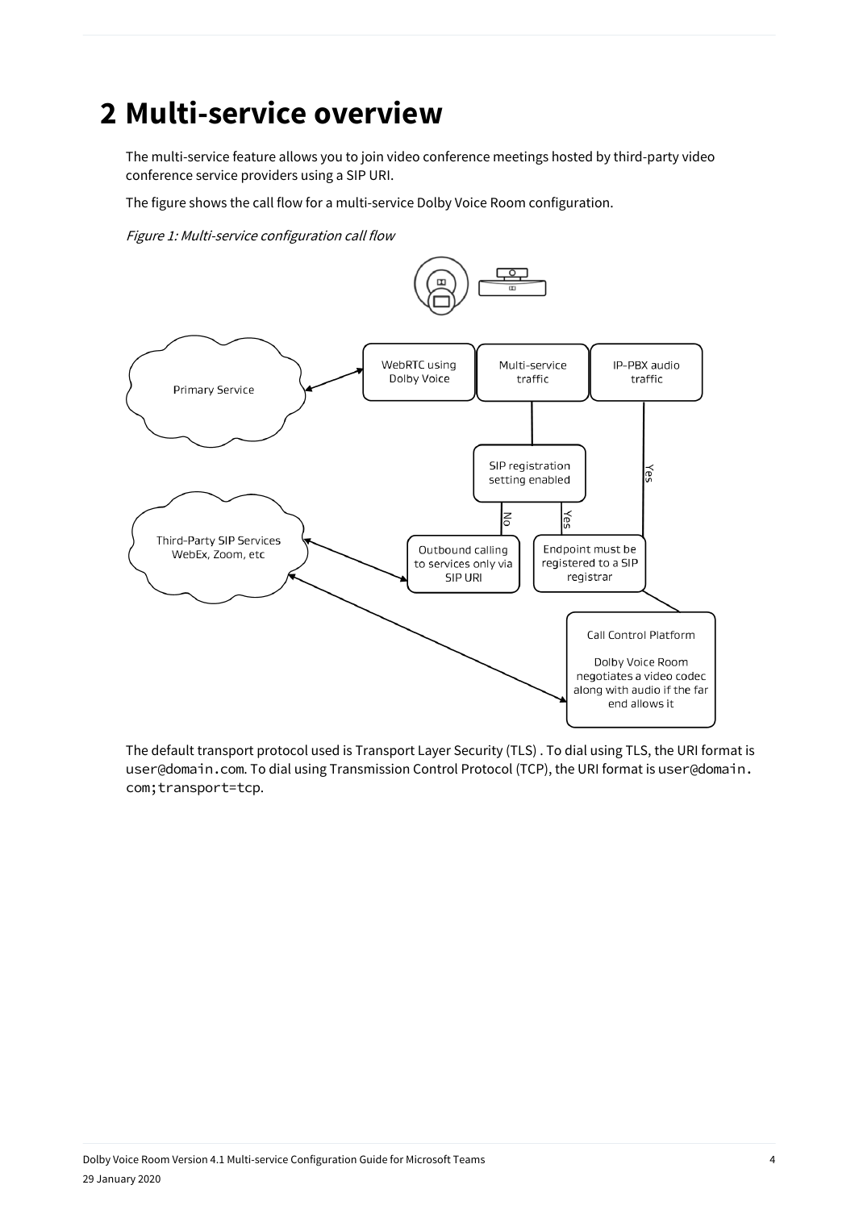# 2 Multi-service overview

The multi-service feature allows you to join video conference meetings hosted by third-party video conference service providers using a SIP URI.

The figure shows the call flow for a multi-service Dolby Voice Room configuration.

*Figure 1: Multi-service configuration call flow*

Primary Service

WebRTC using Dolby Voice

Multi-service traffic

IP-PBX audio traffic

SIP registration setting enabled

No

Yes

Yes

Third-Party SIP Services WebEx, Zoom, etc

Outbound calling to services only via SIP URI

Endpoint must be registered to a SIP registrar

Call Control Platform

Dolby Voice Room negotiates a video codec along with audio if the far end allows it

The default transport protocol used is Transport Layer Security (TLS) . To dial using TLS, the URI format is `user@domain.com`. To dial using Transmission Control Protocol (TCP), the URI format is `user@domain.com;transport=tcp`.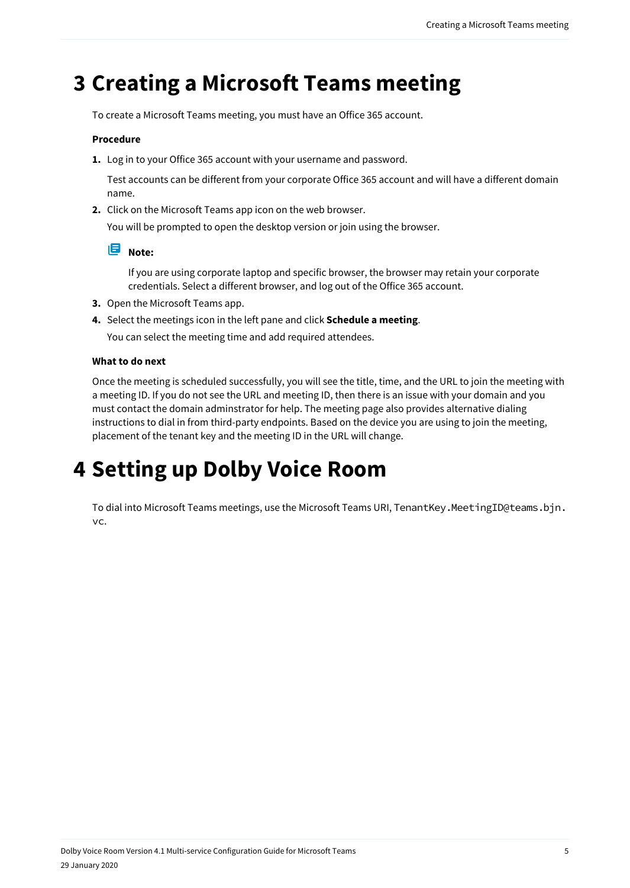# 3 Creating a Microsoft Teams meeting

To create a Microsoft Teams meeting, you must have an Office 365 account.

**Procedure**

1. Log in to your Office 365 account with your username and password.

   Test accounts can be different from your corporate Office 365 account and will have a different domain name.

2. Click on the Microsoft Teams app icon on the web browser.

   You will be prompted to open the desktop version or join using the browser.

   > **Note:**
   >
   > If you are using corporate laptop and specific browser, the browser may retain your corporate credentials. Select a different browser, and log out of the Office 365 account.

3. Open the Microsoft Teams app.
4. Select the meetings icon in the left pane and click **Schedule a meeting**.

   You can select the meeting time and add required attendees.

**What to do next**

Once the meeting is scheduled successfully, you will see the title, time, and the URL to join the meeting with a meeting ID. If you do not see the URL and meeting ID, then there is an issue with your domain and you must contact the domain adminstrator for help. The meeting page also provides alternative dialing instructions to dial in from third-party endpoints. Based on the device you are using to join the meeting, placement of the tenant key and the meeting ID in the URL will change.

# 4 Setting up Dolby Voice Room

To dial into Microsoft Teams meetings, use the Microsoft Teams URI, `TenantKey.MeetingID@teams.bjn.vc`.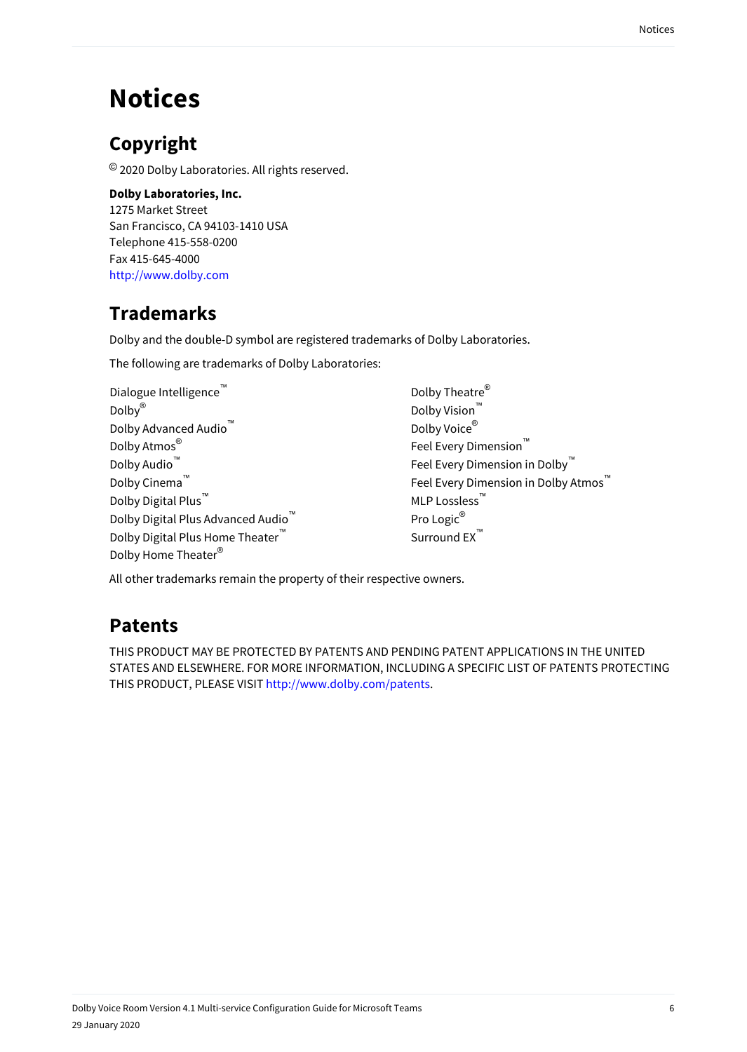# Notices

## Copyright

© 2020 Dolby Laboratories. All rights reserved.

**Dolby Laboratories, Inc.**
1275 Market Street
San Francisco, CA 94103-1410 USA
Telephone 415-558-0200
Fax 415-645-4000
http://www.dolby.com

## Trademarks

Dolby and the double-D symbol are registered trademarks of Dolby Laboratories.

The following are trademarks of Dolby Laboratories:

Dialogue Intelligence™
Dolby®
Dolby Advanced Audio™
Dolby Atmos®
Dolby Audio™
Dolby Cinema™
Dolby Digital Plus™
Dolby Digital Plus Advanced Audio™
Dolby Digital Plus Home Theater™
Dolby Home Theater®
Dolby Theatre®
Dolby Vision™
Dolby Voice®
Feel Every Dimension™
Feel Every Dimension in Dolby™
Feel Every Dimension in Dolby Atmos™
MLP Lossless™
Pro Logic®
Surround EX™

All other trademarks remain the property of their respective owners.

## Patents

THIS PRODUCT MAY BE PROTECTED BY PATENTS AND PENDING PATENT APPLICATIONS IN THE UNITED STATES AND ELSEWHERE. FOR MORE INFORMATION, INCLUDING A SPECIFIC LIST OF PATENTS PROTECTING THIS PRODUCT, PLEASE VISIT http://www.dolby.com/patents.